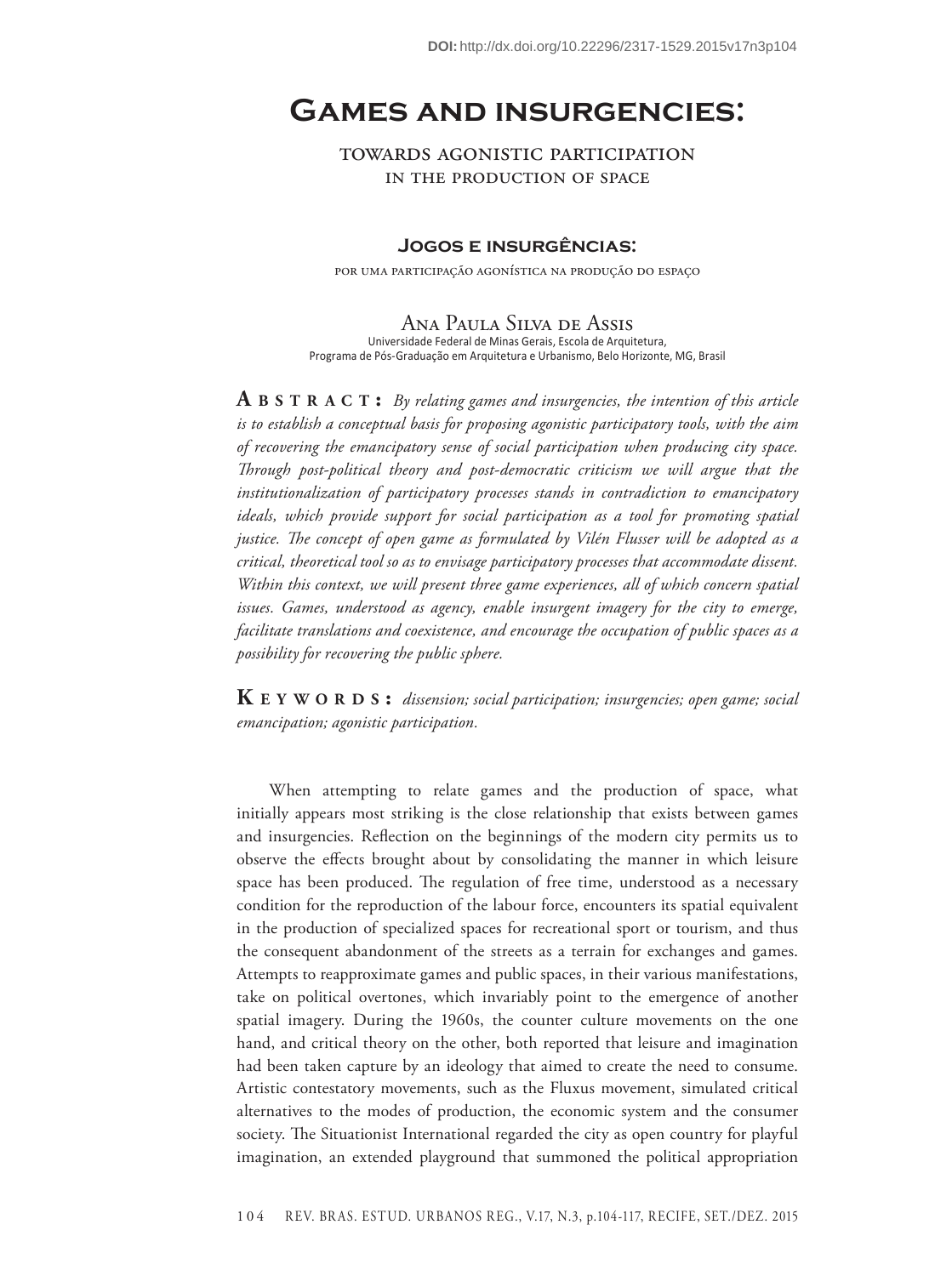DOI: http://dx.doi.org/10.22296/2317-1529.2015v17n3p104

# Games and insurgencies:

## towards agonistic participation in the production of space

## Jogos e insurgências:

### por uma participação agonística na produção do espaço

**Ana Paula Silva de Assis**
Universidade Federal de Minas Gerais, Escola de Arquitetura, Programa de Pós-Graduação em Arquitetura e Urbanismo, Belo Horizonte, MG, Brasil

**ABSTRACT:** *By relating games and insurgencies, the intention of this article is to establish a conceptual basis for proposing agonistic participatory tools, with the aim of recovering the emancipatory sense of social participation when producing city space. Through post-political theory and post-democratic criticism we will argue that the institutionalization of participatory processes stands in contradiction to emancipatory ideals, which provide support for social participation as a tool for promoting spatial justice. The concept of open game as formulated by Vilén Flusser will be adopted as a critical, theoretical tool so as to envisage participatory processes that accommodate dissent. Within this context, we will present three game experiences, all of which concern spatial issues. Games, understood as agency, enable insurgent imagery for the city to emerge, facilitate translations and coexistence, and encourage the occupation of public spaces as a possibility for recovering the public sphere.*

**KEYWORDS:** *dissension; social participation; insurgencies; open game; social emancipation; agonistic participation.*

When attempting to relate games and the production of space, what initially appears most striking is the close relationship that exists between games and insurgencies. Reflection on the beginnings of the modern city permits us to observe the effects brought about by consolidating the manner in which leisure space has been produced. The regulation of free time, understood as a necessary condition for the reproduction of the labour force, encounters its spatial equivalent in the production of specialized spaces for recreational sport or tourism, and thus the consequent abandonment of the streets as a terrain for exchanges and games. Attempts to reapproximate games and public spaces, in their various manifestations, take on political overtones, which invariably point to the emergence of another spatial imagery. During the 1960s, the counter culture movements on the one hand, and critical theory on the other, both reported that leisure and imagination had been taken capture by an ideology that aimed to create the need to consume. Artistic contestatory movements, such as the Fluxus movement, simulated critical alternatives to the modes of production, the economic system and the consumer society. The Situationist International regarded the city as open country for playful imagination, an extended playground that summoned the political appropriation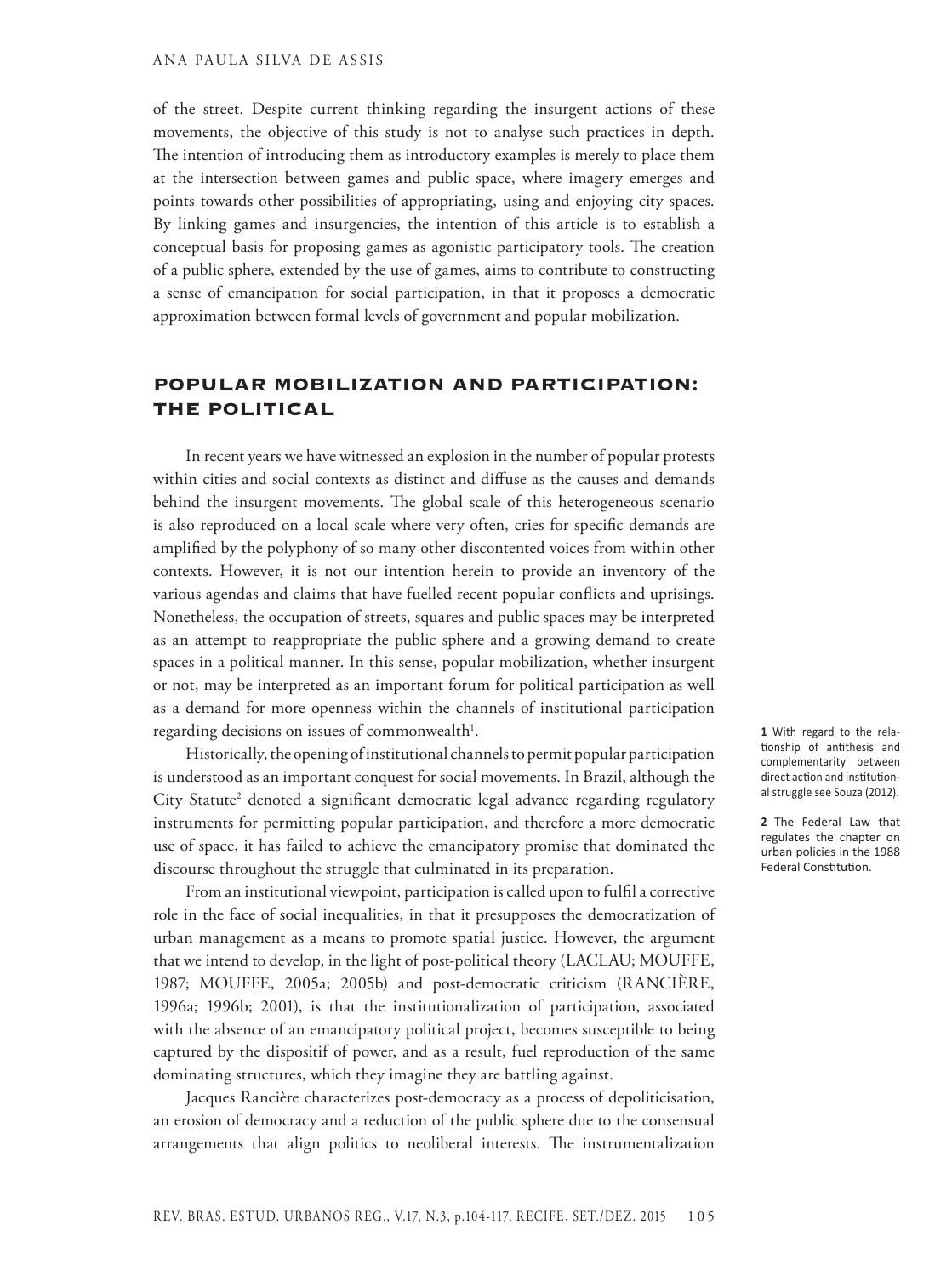of the street. Despite current thinking regarding the insurgent actions of these movements, the objective of this study is not to analyse such practices in depth. The intention of introducing them as introductory examples is merely to place them at the intersection between games and public space, where imagery emerges and points towards other possibilities of appropriating, using and enjoying city spaces. By linking games and insurgencies, the intention of this article is to establish a conceptual basis for proposing games as agonistic participatory tools. The creation of a public sphere, extended by the use of games, aims to contribute to constructing a sense of emancipation for social participation, in that it proposes a democratic approximation between formal levels of government and popular mobilization.

## POPULAR MOBILIZATION AND PARTICIPATION: THE POLITICAL

In recent years we have witnessed an explosion in the number of popular protests within cities and social contexts as distinct and diffuse as the causes and demands behind the insurgent movements. The global scale of this heterogeneous scenario is also reproduced on a local scale where very often, cries for specific demands are amplified by the polyphony of so many other discontented voices from within other contexts. However, it is not our intention herein to provide an inventory of the various agendas and claims that have fuelled recent popular conflicts and uprisings. Nonetheless, the occupation of streets, squares and public spaces may be interpreted as an attempt to reappropriate the public sphere and a growing demand to create spaces in a political manner. In this sense, popular mobilization, whether insurgent or not, may be interpreted as an important forum for political participation as well as a demand for more openness within the channels of institutional participation regarding decisions on issues of commonwealth[1].

Historically, the opening of institutional channels to permit popular participation is understood as an important conquest for social movements. In Brazil, although the City Statute[2] denoted a significant democratic legal advance regarding regulatory instruments for permitting popular participation, and therefore a more democratic use of space, it has failed to achieve the emancipatory promise that dominated the discourse throughout the struggle that culminated in its preparation.

From an institutional viewpoint, participation is called upon to fulfil a corrective role in the face of social inequalities, in that it presupposes the democratization of urban management as a means to promote spatial justice. However, the argument that we intend to develop, in the light of post-political theory (LACLAU; MOUFFE, 1987; MOUFFE, 2005a; 2005b) and post-democratic criticism (RANCIÈRE, 1996a; 1996b; 2001), is that the institutionalization of participation, associated with the absence of an emancipatory political project, becomes susceptible to being captured by the dispositif of power, and as a result, fuel reproduction of the same dominating structures, which they imagine they are battling against.

Jacques Rancière characterizes post-democracy as a process of depoliticisation, an erosion of democracy and a reduction of the public sphere due to the consensual arrangements that align politics to neoliberal interests. The instrumentalization

**1** With regard to the relationship of antithesis and complementarity between direct action and institutional struggle see Souza (2012).

**2** The Federal Law that regulates the chapter on urban policies in the 1988 Federal Constitution.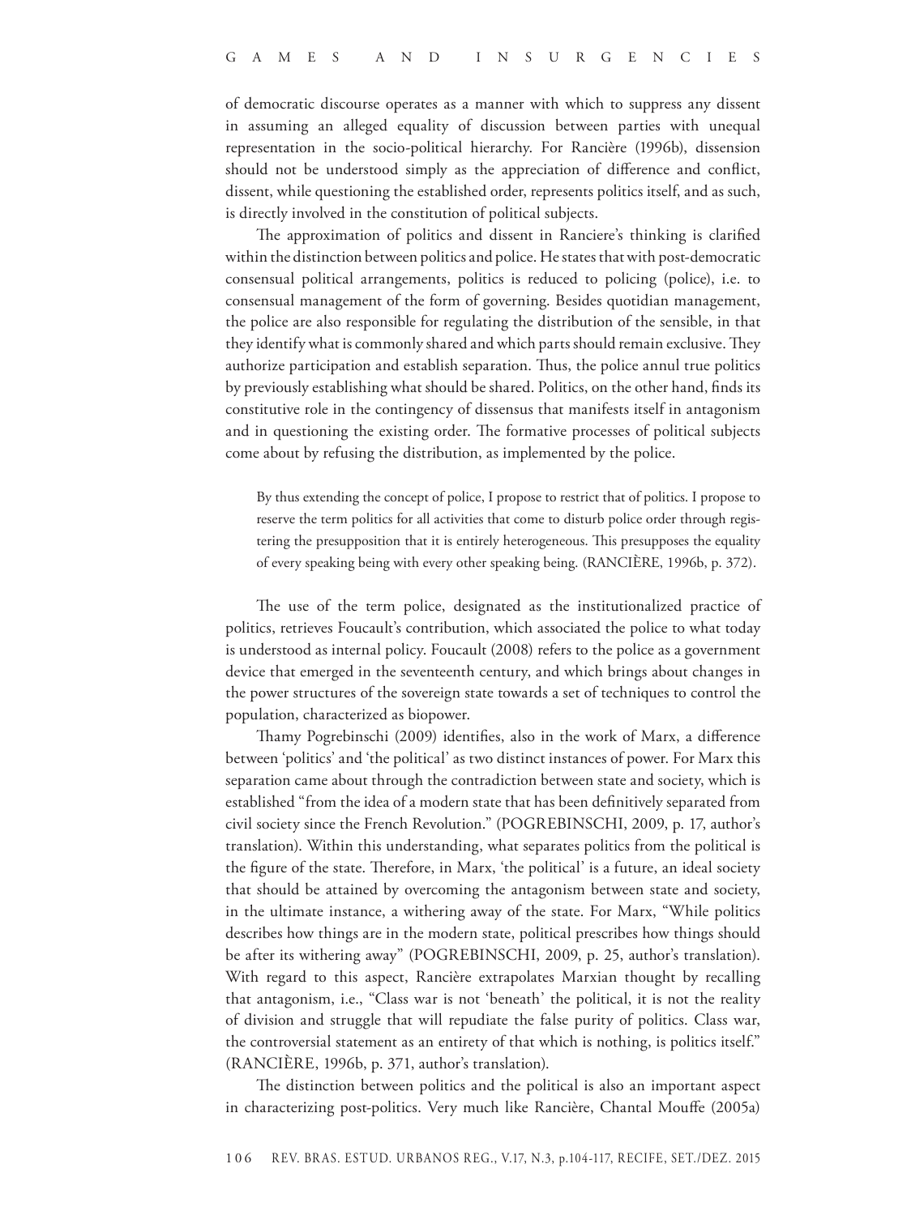of democratic discourse operates as a manner with which to suppress any dissent in assuming an alleged equality of discussion between parties with unequal representation in the socio-political hierarchy. For Rancière (1996b), dissension should not be understood simply as the appreciation of difference and conflict, dissent, while questioning the established order, represents politics itself, and as such, is directly involved in the constitution of political subjects.

The approximation of politics and dissent in Ranciere's thinking is clarified within the distinction between politics and police. He states that with post-democratic consensual political arrangements, politics is reduced to policing (police), i.e. to consensual management of the form of governing. Besides quotidian management, the police are also responsible for regulating the distribution of the sensible, in that they identify what is commonly shared and which parts should remain exclusive. They authorize participation and establish separation. Thus, the police annul true politics by previously establishing what should be shared. Politics, on the other hand, finds its constitutive role in the contingency of dissensus that manifests itself in antagonism and in questioning the existing order. The formative processes of political subjects come about by refusing the distribution, as implemented by the police.

> By thus extending the concept of police, I propose to restrict that of politics. I propose to reserve the term politics for all activities that come to disturb police order through registering the presupposition that it is entirely heterogeneous. This presupposes the equality of every speaking being with every other speaking being. (RANCIÈRE, 1996b, p. 372).

The use of the term police, designated as the institutionalized practice of politics, retrieves Foucault's contribution, which associated the police to what today is understood as internal policy. Foucault (2008) refers to the police as a government device that emerged in the seventeenth century, and which brings about changes in the power structures of the sovereign state towards a set of techniques to control the population, characterized as biopower.

Thamy Pogrebinschi (2009) identifies, also in the work of Marx, a difference between 'politics' and 'the political' as two distinct instances of power. For Marx this separation came about through the contradiction between state and society, which is established "from the idea of a modern state that has been definitively separated from civil society since the French Revolution." (POGREBINSCHI, 2009, p. 17, author's translation). Within this understanding, what separates politics from the political is the figure of the state. Therefore, in Marx, 'the political' is a future, an ideal society that should be attained by overcoming the antagonism between state and society, in the ultimate instance, a withering away of the state. For Marx, "While politics describes how things are in the modern state, political prescribes how things should be after its withering away" (POGREBINSCHI, 2009, p. 25, author's translation). With regard to this aspect, Rancière extrapolates Marxian thought by recalling that antagonism, i.e., "Class war is not 'beneath' the political, it is not the reality of division and struggle that will repudiate the false purity of politics. Class war, the controversial statement as an entirety of that which is nothing, is politics itself." (RANCIÈRE, 1996b, p. 371, author's translation).

The distinction between politics and the political is also an important aspect in characterizing post-politics. Very much like Rancière, Chantal Mouffe (2005a)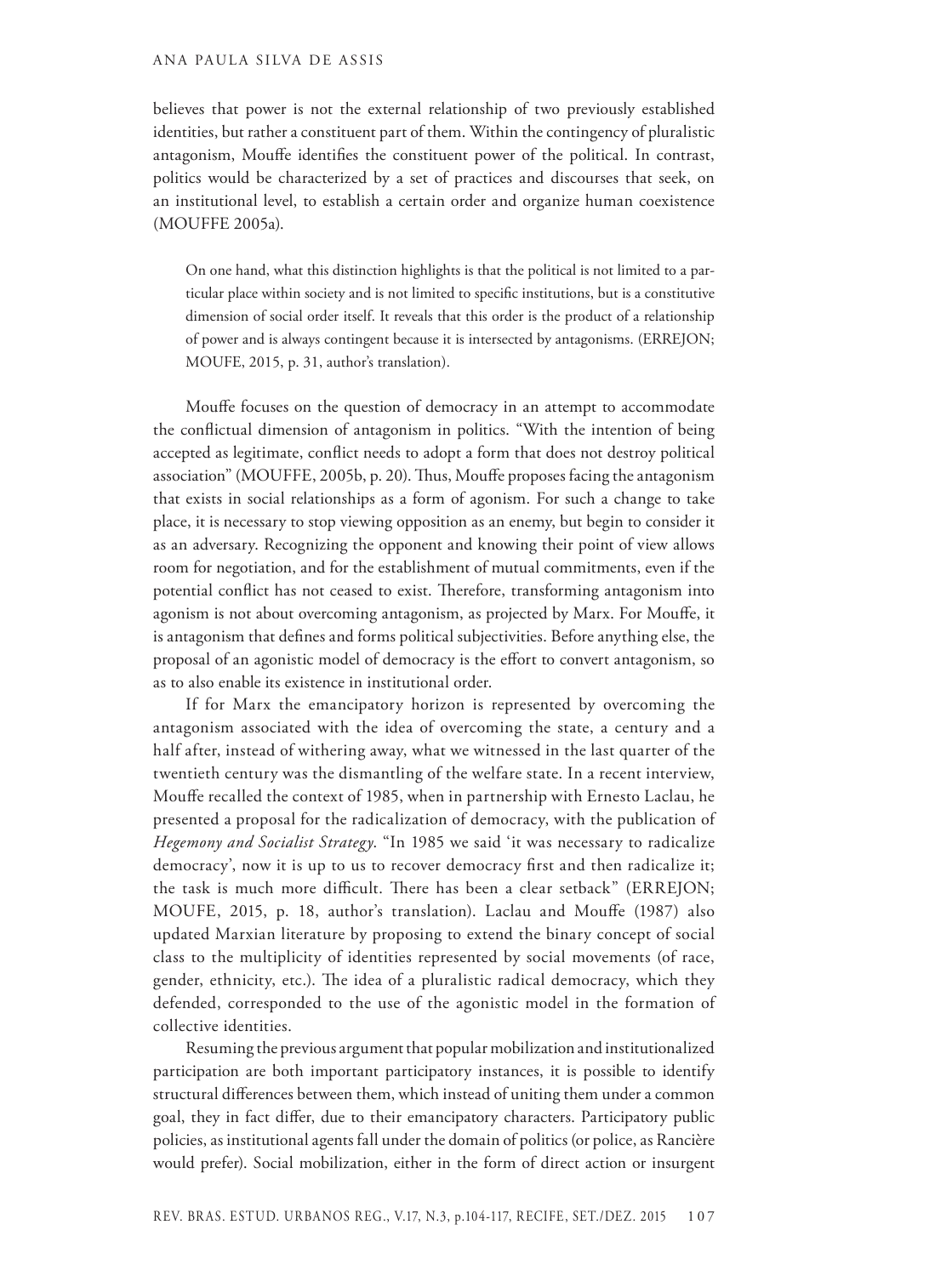believes that power is not the external relationship of two previously established identities, but rather a constituent part of them. Within the contingency of pluralistic antagonism, Mouffe identifies the constituent power of the political. In contrast, politics would be characterized by a set of practices and discourses that seek, on an institutional level, to establish a certain order and organize human coexistence (MOUFFE 2005a).

> On one hand, what this distinction highlights is that the political is not limited to a particular place within society and is not limited to specific institutions, but is a constitutive dimension of social order itself. It reveals that this order is the product of a relationship of power and is always contingent because it is intersected by antagonisms. (ERREJON; MOUFE, 2015, p. 31, author's translation).

Mouffe focuses on the question of democracy in an attempt to accommodate the conflictual dimension of antagonism in politics. "With the intention of being accepted as legitimate, conflict needs to adopt a form that does not destroy political association" (MOUFFE, 2005b, p. 20). Thus, Mouffe proposes facing the antagonism that exists in social relationships as a form of agonism. For such a change to take place, it is necessary to stop viewing opposition as an enemy, but begin to consider it as an adversary. Recognizing the opponent and knowing their point of view allows room for negotiation, and for the establishment of mutual commitments, even if the potential conflict has not ceased to exist. Therefore, transforming antagonism into agonism is not about overcoming antagonism, as projected by Marx. For Mouffe, it is antagonism that defines and forms political subjectivities. Before anything else, the proposal of an agonistic model of democracy is the effort to convert antagonism, so as to also enable its existence in institutional order.

If for Marx the emancipatory horizon is represented by overcoming the antagonism associated with the idea of overcoming the state, a century and a half after, instead of withering away, what we witnessed in the last quarter of the twentieth century was the dismantling of the welfare state. In a recent interview, Mouffe recalled the context of 1985, when in partnership with Ernesto Laclau, he presented a proposal for the radicalization of democracy, with the publication of *Hegemony and Socialist Strategy*. "In 1985 we said 'it was necessary to radicalize democracy', now it is up to us to recover democracy first and then radicalize it; the task is much more difficult. There has been a clear setback" (ERREJON; MOUFE, 2015, p. 18, author's translation). Laclau and Mouffe (1987) also updated Marxian literature by proposing to extend the binary concept of social class to the multiplicity of identities represented by social movements (of race, gender, ethnicity, etc.). The idea of a pluralistic radical democracy, which they defended, corresponded to the use of the agonistic model in the formation of collective identities.

Resuming the previous argument that popular mobilization and institutionalized participation are both important participatory instances, it is possible to identify structural differences between them, which instead of uniting them under a common goal, they in fact differ, due to their emancipatory characters. Participatory public policies, as institutional agents fall under the domain of politics (or police, as Rancière would prefer). Social mobilization, either in the form of direct action or insurgent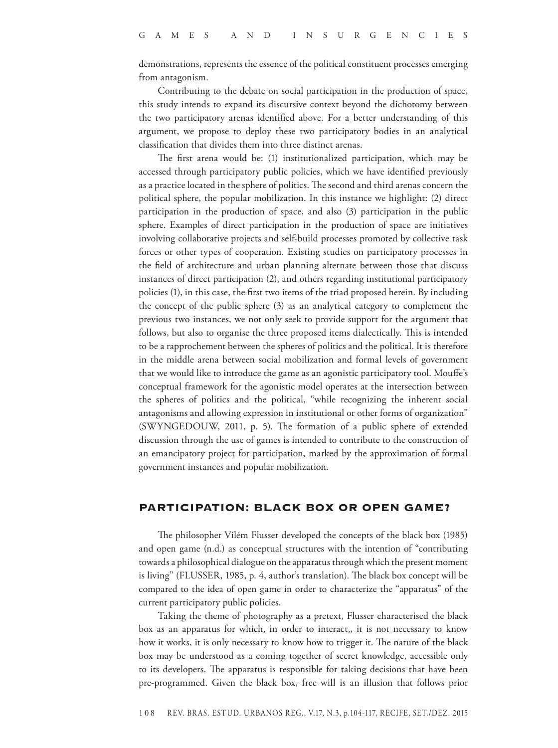demonstrations, represents the essence of the political constituent processes emerging from antagonism.

Contributing to the debate on social participation in the production of space, this study intends to expand its discursive context beyond the dichotomy between the two participatory arenas identified above. For a better understanding of this argument, we propose to deploy these two participatory bodies in an analytical classification that divides them into three distinct arenas.

The first arena would be: (1) institutionalized participation, which may be accessed through participatory public policies, which we have identified previously as a practice located in the sphere of politics. The second and third arenas concern the political sphere, the popular mobilization. In this instance we highlight: (2) direct participation in the production of space, and also (3) participation in the public sphere. Examples of direct participation in the production of space are initiatives involving collaborative projects and self-build processes promoted by collective task forces or other types of cooperation. Existing studies on participatory processes in the field of architecture and urban planning alternate between those that discuss instances of direct participation (2), and others regarding institutional participatory policies (1), in this case, the first two items of the triad proposed herein. By including the concept of the public sphere (3) as an analytical category to complement the previous two instances, we not only seek to provide support for the argument that follows, but also to organise the three proposed items dialectically. This is intended to be a rapprochement between the spheres of politics and the political. It is therefore in the middle arena between social mobilization and formal levels of government that we would like to introduce the game as an agonistic participatory tool. Mouffe's conceptual framework for the agonistic model operates at the intersection between the spheres of politics and the political, "while recognizing the inherent social antagonisms and allowing expression in institutional or other forms of organization" (SWYNGEDOUW, 2011, p. 5). The formation of a public sphere of extended discussion through the use of games is intended to contribute to the construction of an emancipatory project for participation, marked by the approximation of formal government instances and popular mobilization.

## PARTICIPATION: BLACK BOX OR OPEN GAME?

The philosopher Vilém Flusser developed the concepts of the black box (1985) and open game (n.d.) as conceptual structures with the intention of "contributing towards a philosophical dialogue on the apparatus through which the present moment is living" (FLUSSER, 1985, p. 4, author's translation). The black box concept will be compared to the idea of open game in order to characterize the "apparatus" of the current participatory public policies.

Taking the theme of photography as a pretext, Flusser characterised the black box as an apparatus for which, in order to interact,, it is not necessary to know how it works, it is only necessary to know how to trigger it. The nature of the black box may be understood as a coming together of secret knowledge, accessible only to its developers. The apparatus is responsible for taking decisions that have been pre-programmed. Given the black box, free will is an illusion that follows prior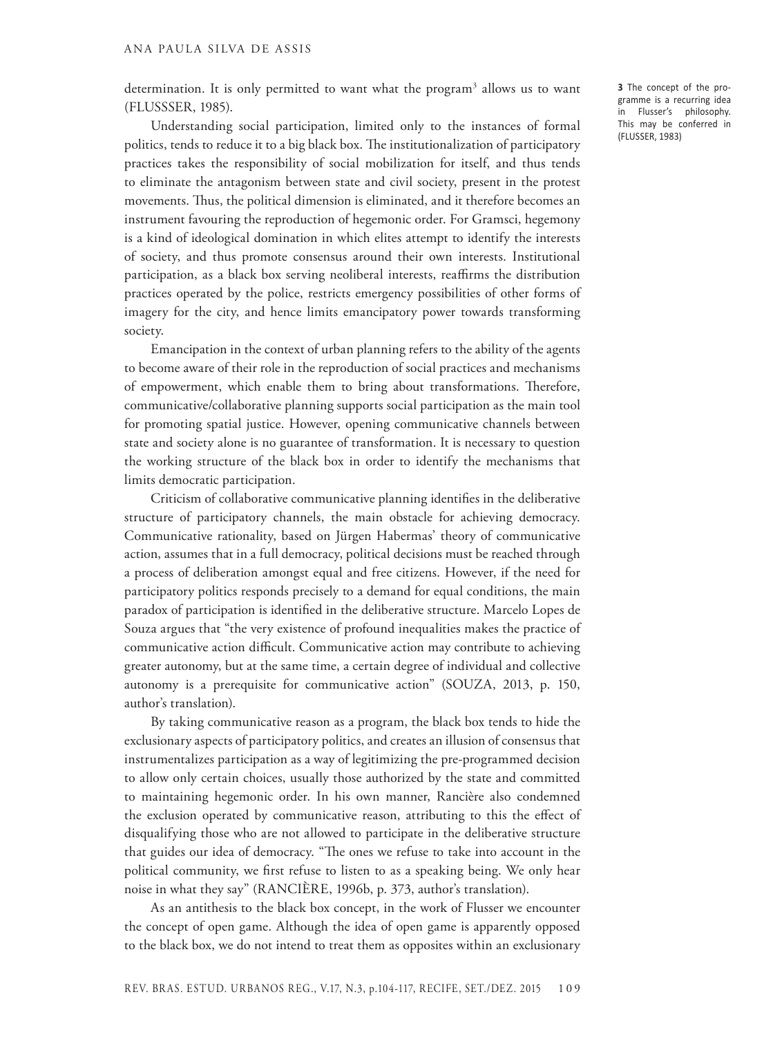determination. It is only permitted to want what the program[3] allows us to want (FLUSSSER, 1985).

Understanding social participation, limited only to the instances of formal politics, tends to reduce it to a big black box. The institutionalization of participatory practices takes the responsibility of social mobilization for itself, and thus tends to eliminate the antagonism between state and civil society, present in the protest movements. Thus, the political dimension is eliminated, and it therefore becomes an instrument favouring the reproduction of hegemonic order. For Gramsci, hegemony is a kind of ideological domination in which elites attempt to identify the interests of society, and thus promote consensus around their own interests. Institutional participation, as a black box serving neoliberal interests, reaffirms the distribution practices operated by the police, restricts emergency possibilities of other forms of imagery for the city, and hence limits emancipatory power towards transforming society.

Emancipation in the context of urban planning refers to the ability of the agents to become aware of their role in the reproduction of social practices and mechanisms of empowerment, which enable them to bring about transformations. Therefore, communicative/collaborative planning supports social participation as the main tool for promoting spatial justice. However, opening communicative channels between state and society alone is no guarantee of transformation. It is necessary to question the working structure of the black box in order to identify the mechanisms that limits democratic participation.

Criticism of collaborative communicative planning identifies in the deliberative structure of participatory channels, the main obstacle for achieving democracy. Communicative rationality, based on Jürgen Habermas' theory of communicative action, assumes that in a full democracy, political decisions must be reached through a process of deliberation amongst equal and free citizens. However, if the need for participatory politics responds precisely to a demand for equal conditions, the main paradox of participation is identified in the deliberative structure. Marcelo Lopes de Souza argues that "the very existence of profound inequalities makes the practice of communicative action difficult. Communicative action may contribute to achieving greater autonomy, but at the same time, a certain degree of individual and collective autonomy is a prerequisite for communicative action" (SOUZA, 2013, p. 150, author's translation).

By taking communicative reason as a program, the black box tends to hide the exclusionary aspects of participatory politics, and creates an illusion of consensus that instrumentalizes participation as a way of legitimizing the pre-programmed decision to allow only certain choices, usually those authorized by the state and committed to maintaining hegemonic order. In his own manner, Rancière also condemned the exclusion operated by communicative reason, attributing to this the effect of disqualifying those who are not allowed to participate in the deliberative structure that guides our idea of democracy. "The ones we refuse to take into account in the political community, we first refuse to listen to as a speaking being. We only hear noise in what they say" (RANCIÈRE, 1996b, p. 373, author's translation).

As an antithesis to the black box concept, in the work of Flusser we encounter the concept of open game. Although the idea of open game is apparently opposed to the black box, we do not intend to treat them as opposites within an exclusionary

**3** The concept of the programme is a recurring idea in Flusser's philosophy. This may be conferred in (FLUSSER, 1983)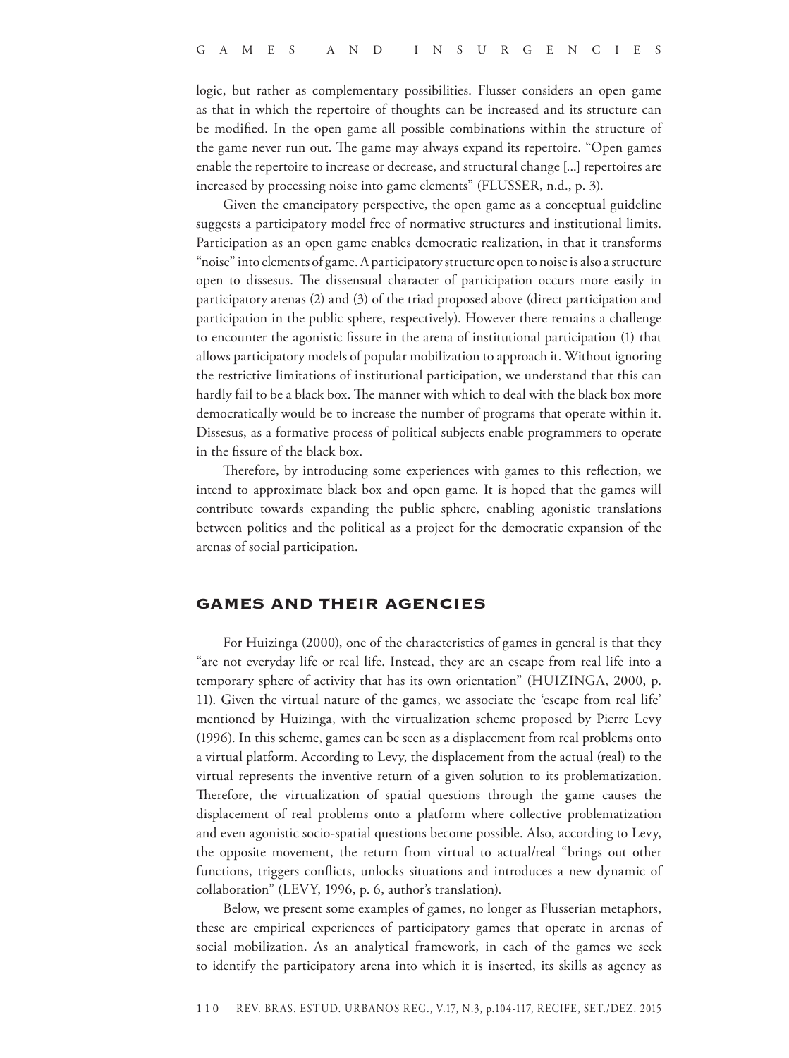logic, but rather as complementary possibilities. Flusser considers an open game as that in which the repertoire of thoughts can be increased and its structure can be modified. In the open game all possible combinations within the structure of the game never run out. The game may always expand its repertoire. "Open games enable the repertoire to increase or decrease, and structural change [...] repertoires are increased by processing noise into game elements" (FLUSSER, n.d., p. 3).

Given the emancipatory perspective, the open game as a conceptual guideline suggests a participatory model free of normative structures and institutional limits. Participation as an open game enables democratic realization, in that it transforms "noise" into elements of game. A participatory structure open to noise is also a structure open to dissesus. The dissensual character of participation occurs more easily in participatory arenas (2) and (3) of the triad proposed above (direct participation and participation in the public sphere, respectively). However there remains a challenge to encounter the agonistic fissure in the arena of institutional participation (1) that allows participatory models of popular mobilization to approach it. Without ignoring the restrictive limitations of institutional participation, we understand that this can hardly fail to be a black box. The manner with which to deal with the black box more democratically would be to increase the number of programs that operate within it. Dissesus, as a formative process of political subjects enable programmers to operate in the fissure of the black box.

Therefore, by introducing some experiences with games to this reflection, we intend to approximate black box and open game. It is hoped that the games will contribute towards expanding the public sphere, enabling agonistic translations between politics and the political as a project for the democratic expansion of the arenas of social participation.

## GAMES AND THEIR AGENCIES

For Huizinga (2000), one of the characteristics of games in general is that they "are not everyday life or real life. Instead, they are an escape from real life into a temporary sphere of activity that has its own orientation" (HUIZINGA, 2000, p. 11). Given the virtual nature of the games, we associate the 'escape from real life' mentioned by Huizinga, with the virtualization scheme proposed by Pierre Levy (1996). In this scheme, games can be seen as a displacement from real problems onto a virtual platform. According to Levy, the displacement from the actual (real) to the virtual represents the inventive return of a given solution to its problematization. Therefore, the virtualization of spatial questions through the game causes the displacement of real problems onto a platform where collective problematization and even agonistic socio-spatial questions become possible. Also, according to Levy, the opposite movement, the return from virtual to actual/real "brings out other functions, triggers conflicts, unlocks situations and introduces a new dynamic of collaboration" (LEVY, 1996, p. 6, author's translation).

Below, we present some examples of games, no longer as Flusserian metaphors, these are empirical experiences of participatory games that operate in arenas of social mobilization. As an analytical framework, in each of the games we seek to identify the participatory arena into which it is inserted, its skills as agency as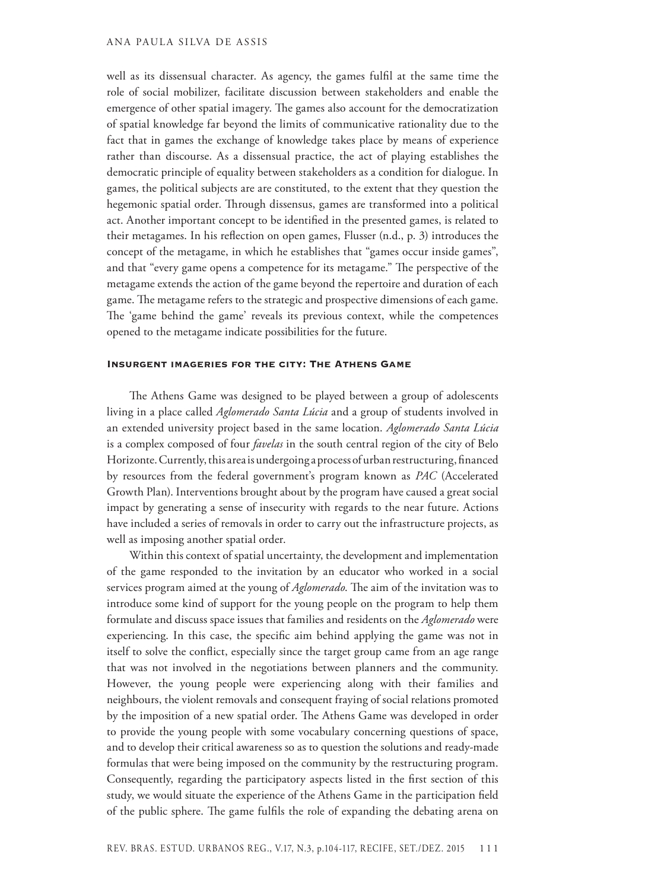well as its dissensual character. As agency, the games fulfil at the same time the role of social mobilizer, facilitate discussion between stakeholders and enable the emergence of other spatial imagery. The games also account for the democratization of spatial knowledge far beyond the limits of communicative rationality due to the fact that in games the exchange of knowledge takes place by means of experience rather than discourse. As a dissensual practice, the act of playing establishes the democratic principle of equality between stakeholders as a condition for dialogue. In games, the political subjects are are constituted, to the extent that they question the hegemonic spatial order. Through dissensus, games are transformed into a political act. Another important concept to be identified in the presented games, is related to their metagames. In his reflection on open games, Flusser (n.d., p. 3) introduces the concept of the metagame, in which he establishes that "games occur inside games", and that "every game opens a competence for its metagame." The perspective of the metagame extends the action of the game beyond the repertoire and duration of each game. The metagame refers to the strategic and prospective dimensions of each game. The 'game behind the game' reveals its previous context, while the competences opened to the metagame indicate possibilities for the future.

### Insurgent imageries for the city: The Athens Game

The Athens Game was designed to be played between a group of adolescents living in a place called *Aglomerado Santa Lúcia* and a group of students involved in an extended university project based in the same location. *Aglomerado Santa Lúcia* is a complex composed of four *favelas* in the south central region of the city of Belo Horizonte. Currently, this area is undergoing a process of urban restructuring, financed by resources from the federal government's program known as *PAC* (Accelerated Growth Plan). Interventions brought about by the program have caused a great social impact by generating a sense of insecurity with regards to the near future. Actions have included a series of removals in order to carry out the infrastructure projects, as well as imposing another spatial order.

Within this context of spatial uncertainty, the development and implementation of the game responded to the invitation by an educator who worked in a social services program aimed at the young of *Aglomerado*. The aim of the invitation was to introduce some kind of support for the young people on the program to help them formulate and discuss space issues that families and residents on the *Aglomerado* were experiencing. In this case, the specific aim behind applying the game was not in itself to solve the conflict, especially since the target group came from an age range that was not involved in the negotiations between planners and the community. However, the young people were experiencing along with their families and neighbours, the violent removals and consequent fraying of social relations promoted by the imposition of a new spatial order. The Athens Game was developed in order to provide the young people with some vocabulary concerning questions of space, and to develop their critical awareness so as to question the solutions and ready-made formulas that were being imposed on the community by the restructuring program. Consequently, regarding the participatory aspects listed in the first section of this study, we would situate the experience of the Athens Game in the participation field of the public sphere. The game fulfils the role of expanding the debating arena on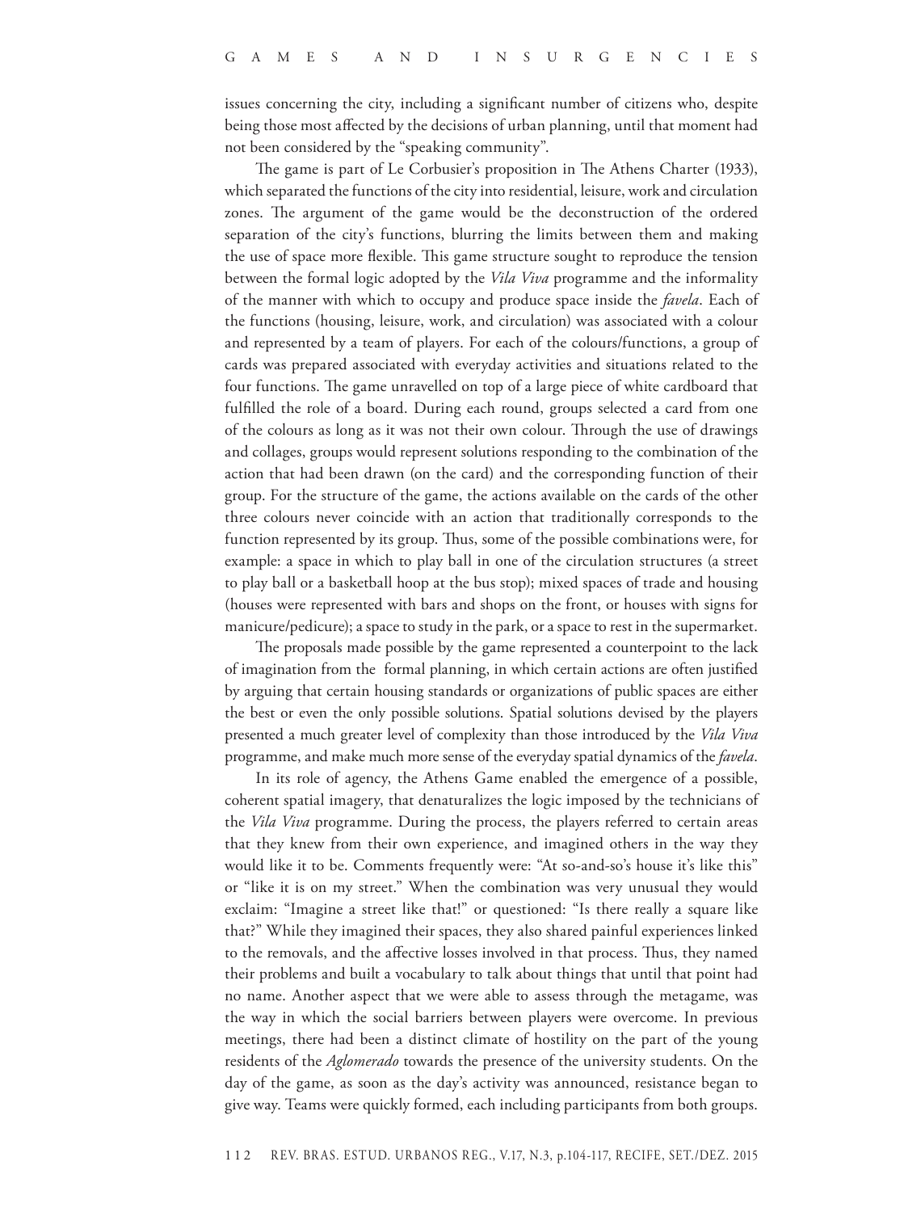issues concerning the city, including a significant number of citizens who, despite being those most affected by the decisions of urban planning, until that moment had not been considered by the "speaking community".

The game is part of Le Corbusier's proposition in The Athens Charter (1933), which separated the functions of the city into residential, leisure, work and circulation zones. The argument of the game would be the deconstruction of the ordered separation of the city's functions, blurring the limits between them and making the use of space more flexible. This game structure sought to reproduce the tension between the formal logic adopted by the *Vila Viva* programme and the informality of the manner with which to occupy and produce space inside the *favela*. Each of the functions (housing, leisure, work, and circulation) was associated with a colour and represented by a team of players. For each of the colours/functions, a group of cards was prepared associated with everyday activities and situations related to the four functions. The game unravelled on top of a large piece of white cardboard that fulfilled the role of a board. During each round, groups selected a card from one of the colours as long as it was not their own colour. Through the use of drawings and collages, groups would represent solutions responding to the combination of the action that had been drawn (on the card) and the corresponding function of their group. For the structure of the game, the actions available on the cards of the other three colours never coincide with an action that traditionally corresponds to the function represented by its group. Thus, some of the possible combinations were, for example: a space in which to play ball in one of the circulation structures (a street to play ball or a basketball hoop at the bus stop); mixed spaces of trade and housing (houses were represented with bars and shops on the front, or houses with signs for manicure/pedicure); a space to study in the park, or a space to rest in the supermarket.

The proposals made possible by the game represented a counterpoint to the lack of imagination from the formal planning, in which certain actions are often justified by arguing that certain housing standards or organizations of public spaces are either the best or even the only possible solutions. Spatial solutions devised by the players presented a much greater level of complexity than those introduced by the *Vila Viva* programme, and make much more sense of the everyday spatial dynamics of the *favela*.

In its role of agency, the Athens Game enabled the emergence of a possible, coherent spatial imagery, that denaturalizes the logic imposed by the technicians of the *Vila Viva* programme. During the process, the players referred to certain areas that they knew from their own experience, and imagined others in the way they would like it to be. Comments frequently were: "At so-and-so's house it's like this" or "like it is on my street." When the combination was very unusual they would exclaim: "Imagine a street like that!" or questioned: "Is there really a square like that?" While they imagined their spaces, they also shared painful experiences linked to the removals, and the affective losses involved in that process. Thus, they named their problems and built a vocabulary to talk about things that until that point had no name. Another aspect that we were able to assess through the metagame, was the way in which the social barriers between players were overcome. In previous meetings, there had been a distinct climate of hostility on the part of the young residents of the *Aglomerado* towards the presence of the university students. On the day of the game, as soon as the day's activity was announced, resistance began to give way. Teams were quickly formed, each including participants from both groups.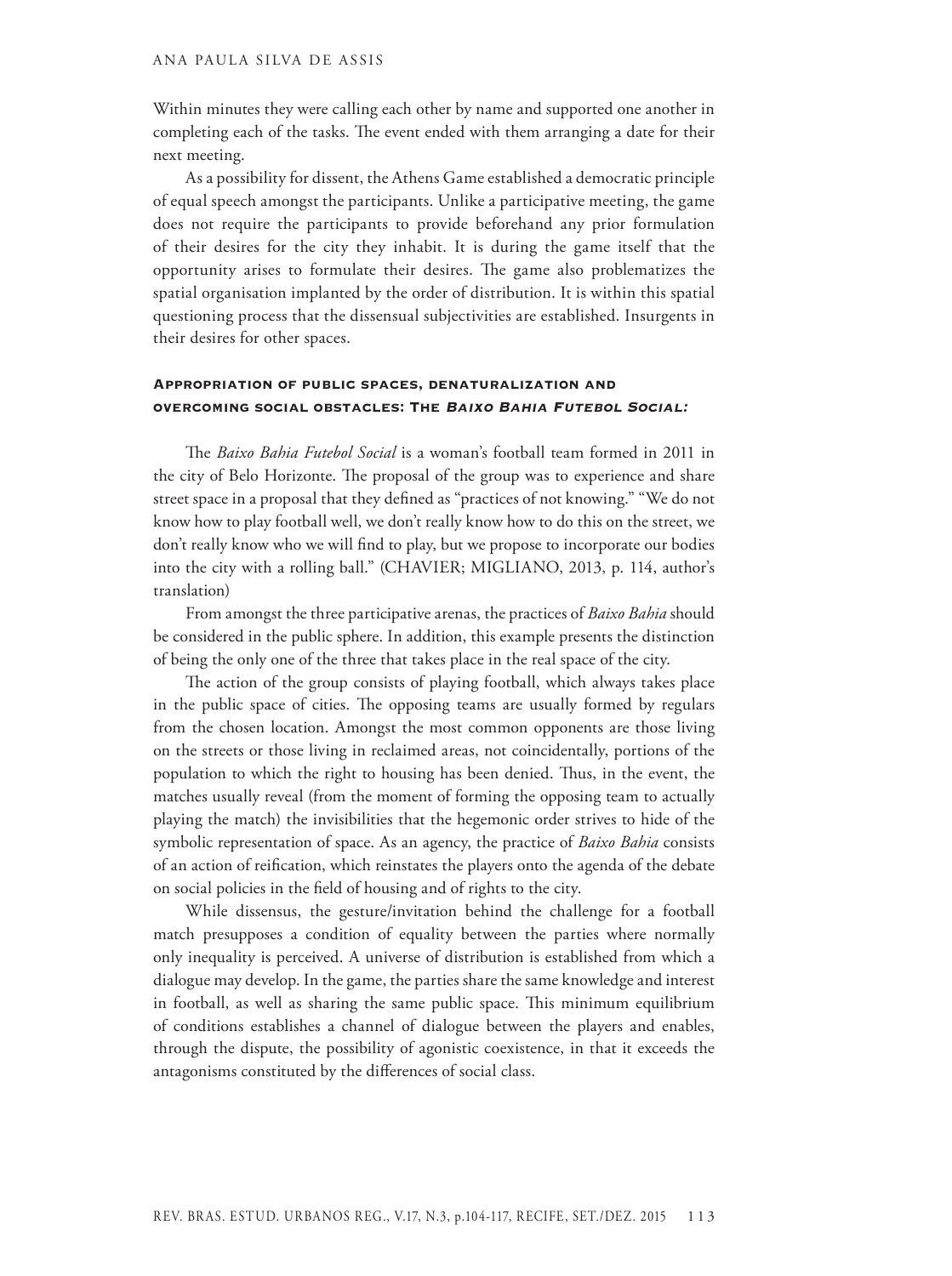Within minutes they were calling each other by name and supported one another in completing each of the tasks. The event ended with them arranging a date for their next meeting.

As a possibility for dissent, the Athens Game established a democratic principle of equal speech amongst the participants. Unlike a participative meeting, the game does not require the participants to provide beforehand any prior formulation of their desires for the city they inhabit. It is during the game itself that the opportunity arises to formulate their desires. The game also problematizes the spatial organisation implanted by the order of distribution. It is within this spatial questioning process that the dissensual subjectivities are established. Insurgents in their desires for other spaces.

### Appropriation of public spaces, denaturalization and overcoming social obstacles: The *Baixo Bahia Futebol Social:*

The *Baixo Bahia Futebol Social* is a woman's football team formed in 2011 in the city of Belo Horizonte. The proposal of the group was to experience and share street space in a proposal that they defined as "practices of not knowing." "We do not know how to play football well, we don't really know how to do this on the street, we don't really know who we will find to play, but we propose to incorporate our bodies into the city with a rolling ball." (CHAVIER; MIGLIANO, 2013, p. 114, author's translation)

From amongst the three participative arenas, the practices of *Baixo Bahia* should be considered in the public sphere. In addition, this example presents the distinction of being the only one of the three that takes place in the real space of the city.

The action of the group consists of playing football, which always takes place in the public space of cities. The opposing teams are usually formed by regulars from the chosen location. Amongst the most common opponents are those living on the streets or those living in reclaimed areas, not coincidentally, portions of the population to which the right to housing has been denied. Thus, in the event, the matches usually reveal (from the moment of forming the opposing team to actually playing the match) the invisibilities that the hegemonic order strives to hide of the symbolic representation of space. As an agency, the practice of *Baixo Bahia* consists of an action of reification, which reinstates the players onto the agenda of the debate on social policies in the field of housing and of rights to the city.

While dissensus, the gesture/invitation behind the challenge for a football match presupposes a condition of equality between the parties where normally only inequality is perceived. A universe of distribution is established from which a dialogue may develop. In the game, the parties share the same knowledge and interest in football, as well as sharing the same public space. This minimum equilibrium of conditions establishes a channel of dialogue between the players and enables, through the dispute, the possibility of agonistic coexistence, in that it exceeds the antagonisms constituted by the differences of social class.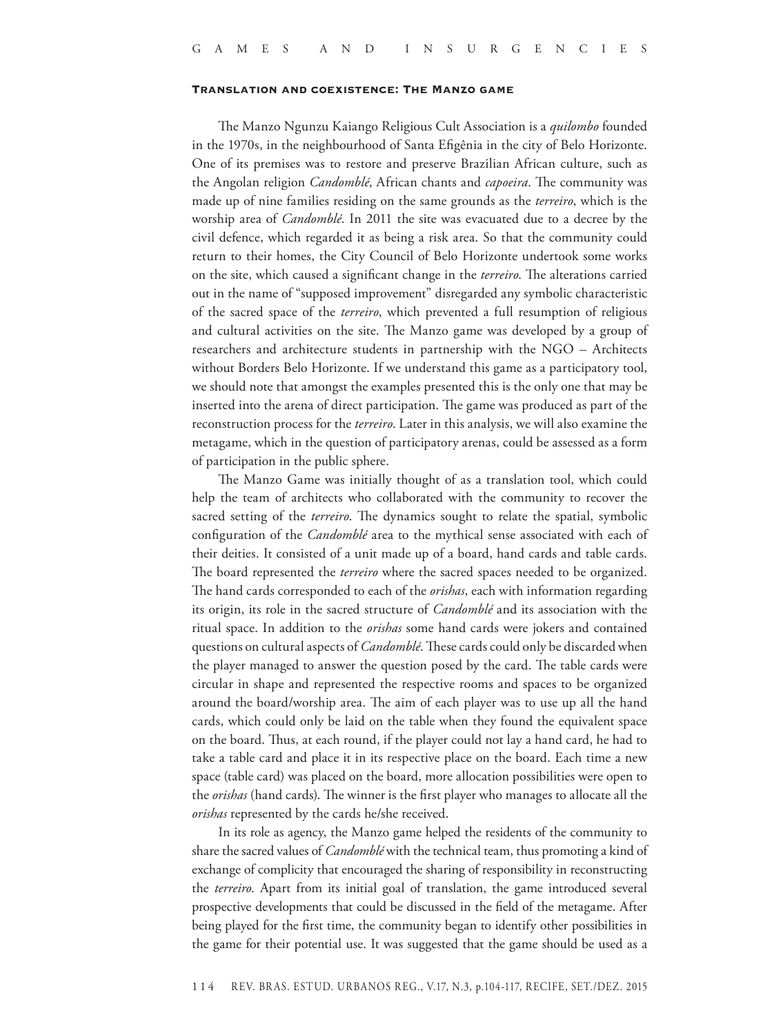### Translation and coexistence: The Manzo game

The Manzo Ngunzu Kaiango Religious Cult Association is a *quilombo* founded in the 1970s, in the neighbourhood of Santa Efigênia in the city of Belo Horizonte. One of its premises was to restore and preserve Brazilian African culture, such as the Angolan religion *Candomblé*, African chants and *capoeira*. The community was made up of nine families residing on the same grounds as the *terreiro*, which is the worship area of *Candomblé*. In 2011 the site was evacuated due to a decree by the civil defence, which regarded it as being a risk area. So that the community could return to their homes, the City Council of Belo Horizonte undertook some works on the site, which caused a significant change in the *terreiro*. The alterations carried out in the name of "supposed improvement" disregarded any symbolic characteristic of the sacred space of the *terreiro*, which prevented a full resumption of religious and cultural activities on the site. The Manzo game was developed by a group of researchers and architecture students in partnership with the NGO – Architects without Borders Belo Horizonte. If we understand this game as a participatory tool, we should note that amongst the examples presented this is the only one that may be inserted into the arena of direct participation. The game was produced as part of the reconstruction process for the *terreiro*. Later in this analysis, we will also examine the metagame, which in the question of participatory arenas, could be assessed as a form of participation in the public sphere.

The Manzo Game was initially thought of as a translation tool, which could help the team of architects who collaborated with the community to recover the sacred setting of the *terreiro*. The dynamics sought to relate the spatial, symbolic configuration of the *Candomblé* area to the mythical sense associated with each of their deities. It consisted of a unit made up of a board, hand cards and table cards. The board represented the *terreiro* where the sacred spaces needed to be organized. The hand cards corresponded to each of the *orishas*, each with information regarding its origin, its role in the sacred structure of *Candomblé* and its association with the ritual space. In addition to the *orishas* some hand cards were jokers and contained questions on cultural aspects of *Candomblé*. These cards could only be discarded when the player managed to answer the question posed by the card. The table cards were circular in shape and represented the respective rooms and spaces to be organized around the board/worship area. The aim of each player was to use up all the hand cards, which could only be laid on the table when they found the equivalent space on the board. Thus, at each round, if the player could not lay a hand card, he had to take a table card and place it in its respective place on the board. Each time a new space (table card) was placed on the board, more allocation possibilities were open to the *orishas* (hand cards). The winner is the first player who manages to allocate all the *orishas* represented by the cards he/she received.

In its role as agency, the Manzo game helped the residents of the community to share the sacred values of *Candomblé* with the technical team, thus promoting a kind of exchange of complicity that encouraged the sharing of responsibility in reconstructing the *terreiro*. Apart from its initial goal of translation, the game introduced several prospective developments that could be discussed in the field of the metagame. After being played for the first time, the community began to identify other possibilities in the game for their potential use. It was suggested that the game should be used as a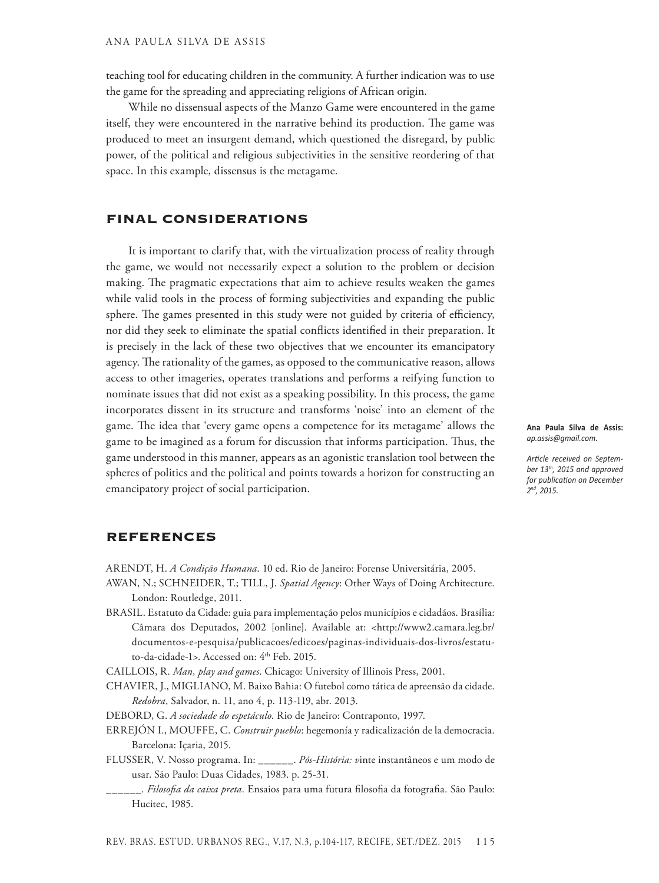teaching tool for educating children in the community. A further indication was to use the game for the spreading and appreciating religions of African origin.

While no dissensual aspects of the Manzo Game were encountered in the game itself, they were encountered in the narrative behind its production. The game was produced to meet an insurgent demand, which questioned the disregard, by public power, of the political and religious subjectivities in the sensitive reordering of that space. In this example, dissensus is the metagame.

## FINAL CONSIDERATIONS

It is important to clarify that, with the virtualization process of reality through the game, we would not necessarily expect a solution to the problem or decision making. The pragmatic expectations that aim to achieve results weaken the games while valid tools in the process of forming subjectivities and expanding the public sphere. The games presented in this study were not guided by criteria of efficiency, nor did they seek to eliminate the spatial conflicts identified in their preparation. It is precisely in the lack of these two objectives that we encounter its emancipatory agency. The rationality of the games, as opposed to the communicative reason, allows access to other imageries, operates translations and performs a reifying function to nominate issues that did not exist as a speaking possibility. In this process, the game incorporates dissent in its structure and transforms 'noise' into an element of the game. The idea that 'every game opens a competence for its metagame' allows the game to be imagined as a forum for discussion that informs participation. Thus, the game understood in this manner, appears as an agonistic translation tool between the spheres of politics and the political and points towards a horizon for constructing an emancipatory project of social participation.

**Ana Paula Silva de Assis:** *ap.assis@gmail.com.*

*Article received on September 13th, 2015 and approved for publication on December 2nd, 2015.*

## REFERENCES

ARENDT, H. *A Condição Humana*. 10 ed. Rio de Janeiro: Forense Universitária, 2005.

AWAN, N.; SCHNEIDER, T.; TILL, J. *Spatial Agency*: Other Ways of Doing Architecture. London: Routledge, 2011.

BRASIL. Estatuto da Cidade: guia para implementação pelos municípios e cidadãos. Brasília: Câmara dos Deputados, 2002 [online]. Available at: <http://www2.camara.leg.br/documentos-e-pesquisa/publicacoes/edicoes/paginas-individuais-dos-livros/estatuto-da-cidade-1>. Accessed on: 4th Feb. 2015.

CAILLOIS, R. *Man, play and games*. Chicago: University of Illinois Press, 2001.

CHAVIER, J., MIGLIANO, M. Baixo Bahia: O futebol como tática de apreensão da cidade. *Redobra*, Salvador, n. 11, ano 4, p. 113-119, abr. 2013.

DEBORD, G. *A sociedade do espetáculo*. Rio de Janeiro: Contraponto, 1997.

ERREJÓN I., MOUFFE, C. *Construir pueblo*: hegemonía y radicalización de la democracia. Barcelona: Içaria, 2015.

FLUSSER, V. Nosso programa. In: ______. *Pós-História: vinte instantâneos e um modo de usar*. São Paulo: Duas Cidades, 1983. p. 25-31.

______. *Filosofia da caixa preta*. Ensaios para uma futura filosofia da fotografia. São Paulo: Hucitec, 1985.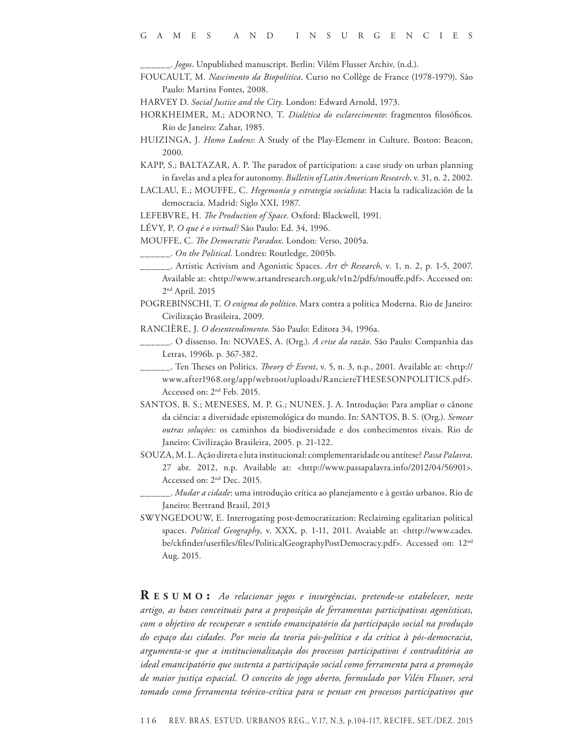\_\_\_\_\_\_. *Jogos*. Unpublished manuscript. Berlin: Vilém Flusser Archiv, (n.d.).

FOUCAULT, M. *Nascimento da Biopolítica*. Curso no Collège de France (1978-1979). São Paulo: Martins Fontes, 2008.

HARVEY D. *Social Justice and the City*. London: Edward Arnold, 1973.

HORKHEIMER, M.; ADORNO, T. *Dialética do esclarecimento*: fragmentos filosóficos. Rio de Janeiro: Zahar, 1985.

HUIZINGA, J. *Homo Ludens*: A Study of the Play-Element in Culture. Boston: Beacon, 2000.

KAPP, S.; BALTAZAR, A. P. The paradox of participation: a case study on urban planning in favelas and a plea for autonomy. *Bulletin of Latin American Research*, v. 31, n. 2, 2002.

LACLAU, E.; MOUFFE, C. *Hegemonía y estrategia socialista*: Hacia la radicalización de la democracia. Madrid: Siglo XXI, 1987.

LEFEBVRE, H. *The Production of Space*. Oxford: Blackwell, 1991.

LÉVY, P. *O que é o virtual?* São Paulo: Ed. 34, 1996.

MOUFFE, C. *The Democratic Paradox*. London: Verso, 2005a.

\_\_\_\_\_\_. *On the Political.* Londres: Routledge, 2005b.

\_\_\_\_\_\_. Artistic Activism and Agonistic Spaces. *Art & Research*, v. 1, n. 2, p. 1-5, 2007. Available at: <http://www.artandresearch.org.uk/v1n2/pdfs/mouffe.pdf>. Accessed on: 2nd April. 2015

POGREBINSCHI, T. *O enigma do político*. Marx contra a política Moderna. Rio de Janeiro: Civilização Brasileira, 2009.

RANCIÈRE, J. *O desentendimento.* São Paulo: Editora 34, 1996a.

\_\_\_\_\_\_. O dissenso. In: NOVAES, A. (Org.). *A crise da razão*. São Paulo: Companhia das Letras, 1996b. p. 367-382.

\_\_\_\_\_\_. Ten Theses on Politics. *Theory & Event*, v. 5, n. 3, n.p., 2001. Available at: <http://www.after1968.org/app/webroot/uploads/RanciereTHESESONPOLITICS.pdf>. Accessed on: 2nd Feb. 2015.

SANTOS, B. S.; MENESES, M. P. G.; NUNES, J. A. Introdução: Para ampliar o cânone da ciência: a diversidade epistemológica do mundo. In: SANTOS, B. S. (Org.). *Semear outras soluções:* os caminhos da biodiversidade e dos conhecimentos rivais. Rio de Janeiro: Civilização Brasileira, 2005. p. 21-122.

SOUZA, M. L. Ação direta e luta institucional: complementaridade ou antítese? *Passa Palavra,* 27 abr. 2012, n.p. Available at: <http://www.passapalavra.info/2012/04/56901>. Accessed on: 2nd Dec. 2015.

\_\_\_\_\_\_. *Mudar a cidade*: uma introdução crítica ao planejamento e à gestão urbanos. Rio de Janeiro: Bertrand Brasil, 2013

SWYNGEDOUW, E. Interrogating post-democratization: Reclaiming egalitarian political spaces. *Political Geography*, v. XXX, p. 1-11, 2011. Avaiable at: <http://www.cades.be/ckfinder/userfiles/files/PoliticalGeographyPostDemocracy.pdf>. Accessed on: 12nd Aug. 2015.

**RESUMO:** *Ao relacionar jogos e insurgências, pretende-se estabelecer, neste artigo, as bases conceituais para a proposição de ferramentas participativas agonísticas, com o objetivo de recuperar o sentido emancipatório da participação social na produção do espaço das cidades. Por meio da teoria pós-política e da crítica à pós-democracia, argumenta-se que a institucionalização dos processos participativos é contraditória ao ideal emancipatório que sustenta a participação social como ferramenta para a promoção de maior justiça espacial. O conceito de jogo aberto, formulado por Vilén Flusser, será tomado como ferramenta teórico-crítica para se pensar em processos participativos que*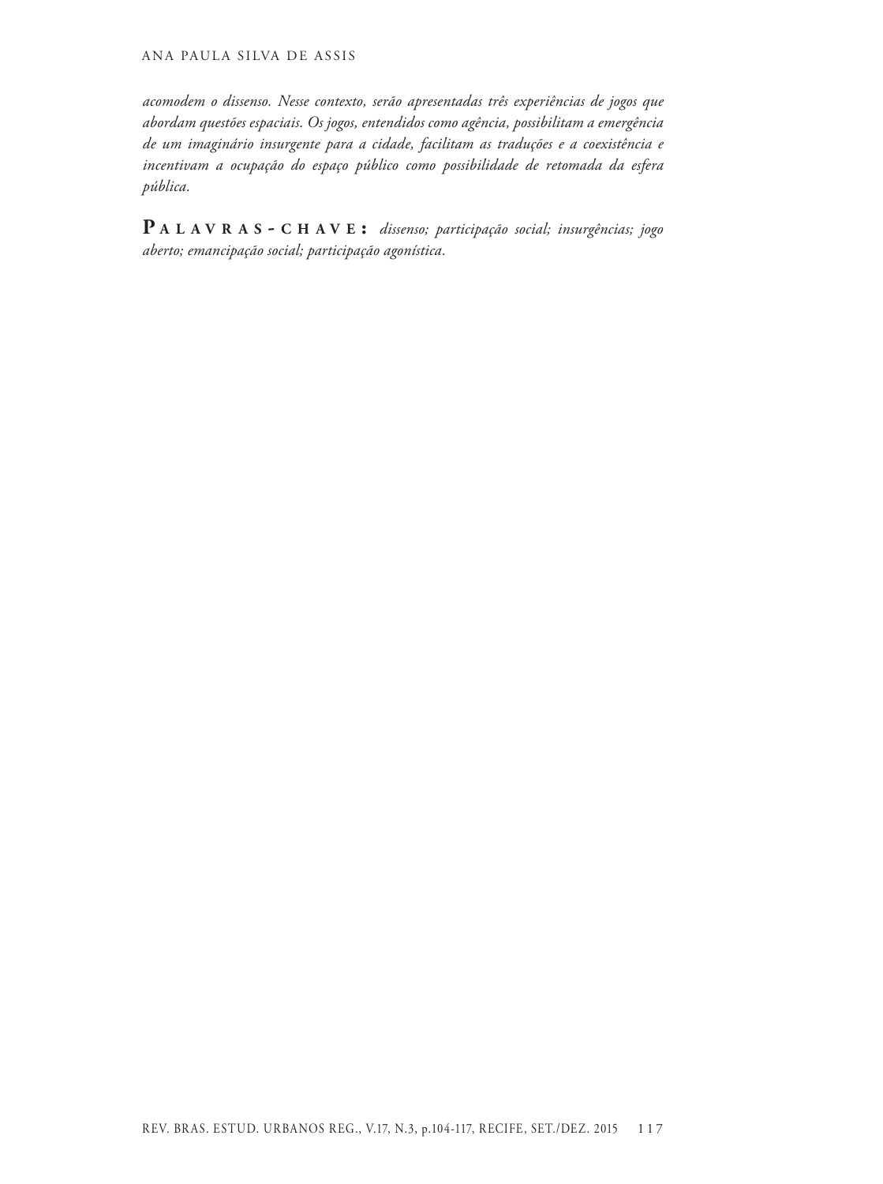*acomodem o dissenso. Nesse contexto, serão apresentadas três experiências de jogos que abordam questões espaciais. Os jogos, entendidos como agência, possibilitam a emergência de um imaginário insurgente para a cidade, facilitam as traduções e a coexistência e incentivam a ocupação do espaço público como possibilidade de retomada da esfera pública.*

**Palavras-chave:** *dissenso; participação social; insurgências; jogo aberto; emancipação social; participação agonística.*